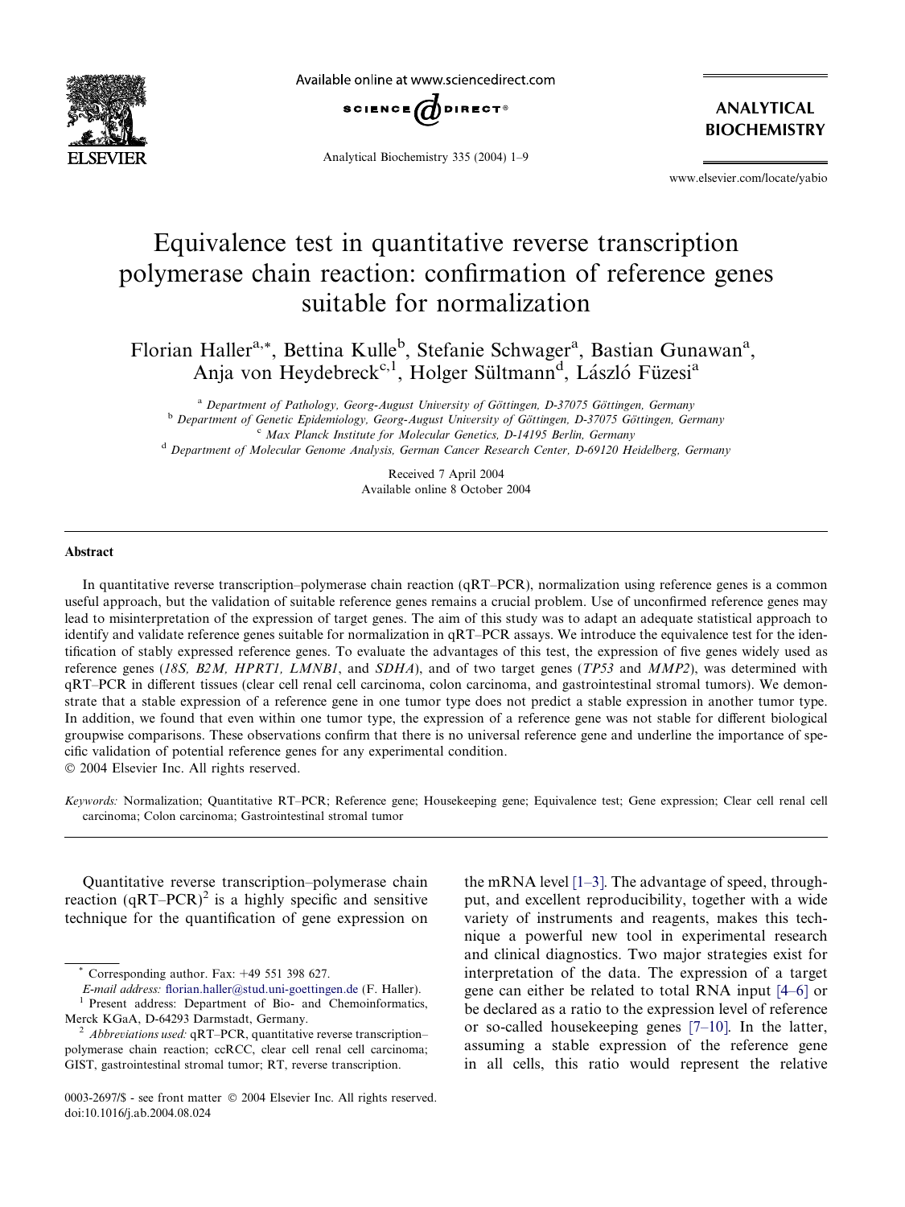# Equivalence test in quantitative reverse transcription polymerase chain reaction: confirmation of reference genes suitable for normalization

Florian Haller[a,*], Bettina Kulle[b], Stefanie Schwager[a], Bastian Gunawan[a], Anja von Heydebreck[c,1], Holger Sültmann[d], László Füzesi[a]

[a] Department of Pathology, Georg-August University of Göttingen, D-37075 Göttingen, Germany
[b] Department of Genetic Epidemiology, Georg-August University of Göttingen, D-37075 Göttingen, Germany
[c] Max Planck Institute for Molecular Genetics, D-14195 Berlin, Germany
[d] Department of Molecular Genome Analysis, German Cancer Research Center, D-69120 Heidelberg, Germany

Received 7 April 2004
Available online 8 October 2004

## Abstract

In quantitative reverse transcription–polymerase chain reaction (qRT–PCR), normalization using reference genes is a common useful approach, but the validation of suitable reference genes remains a crucial problem. Use of unconfirmed reference genes may lead to misinterpretation of the expression of target genes. The aim of this study was to adapt an adequate statistical approach to identify and validate reference genes suitable for normalization in qRT–PCR assays. We introduce the equivalence test for the identification of stably expressed reference genes. To evaluate the advantages of this test, the expression of five genes widely used as reference genes (*18S, B2M, HPRT1, LMNB1*, and *SDHA*), and of two target genes (*TP53* and *MMP2*), was determined with qRT–PCR in different tissues (clear cell renal cell carcinoma, colon carcinoma, and gastrointestinal stromal tumors). We demonstrate that a stable expression of a reference gene in one tumor type does not predict a stable expression in another tumor type. In addition, we found that even within one tumor type, the expression of a reference gene was not stable for different biological groupwise comparisons. These observations confirm that there is no universal reference gene and underline the importance of specific validation of potential reference genes for any experimental condition.
© 2004 Elsevier Inc. All rights reserved.

*Keywords:* Normalization; Quantitative RT–PCR; Reference gene; Housekeeping gene; Equivalence test; Gene expression; Clear cell renal cell carcinoma; Colon carcinoma; Gastrointestinal stromal tumor

Quantitative reverse transcription–polymerase chain reaction (qRT–PCR)[2] is a highly specific and sensitive technique for the quantification of gene expression on the mRNA level [1–3]. The advantage of speed, throughput, and excellent reproducibility, together with a wide variety of instruments and reagents, makes this technique a powerful new tool in experimental research and clinical diagnostics. Two major strategies exist for interpretation of the data. The expression of a target gene can either be related to total RNA input [4–6] or be declared as a ratio to the expression level of reference or so-called housekeeping genes [7–10]. In the latter, assuming a stable expression of the reference gene in all cells, this ratio would represent the relative

\* Corresponding author. Fax: +49 551 398 627.
*E-mail address:* florian.haller@stud.uni-goettingen.de (F. Haller).
[1] Present address: Department of Bio- and Chemoinformatics, Merck KGaA, D-64293 Darmstadt, Germany.
[2] *Abbreviations used:* qRT–PCR, quantitative reverse transcription–polymerase chain reaction; ccRCC, clear cell renal cell carcinoma; GIST, gastrointestinal stromal tumor; RT, reverse transcription.

0003-2697/$ - see front matter © 2004 Elsevier Inc. All rights reserved.
doi:10.1016/j.ab.2004.08.024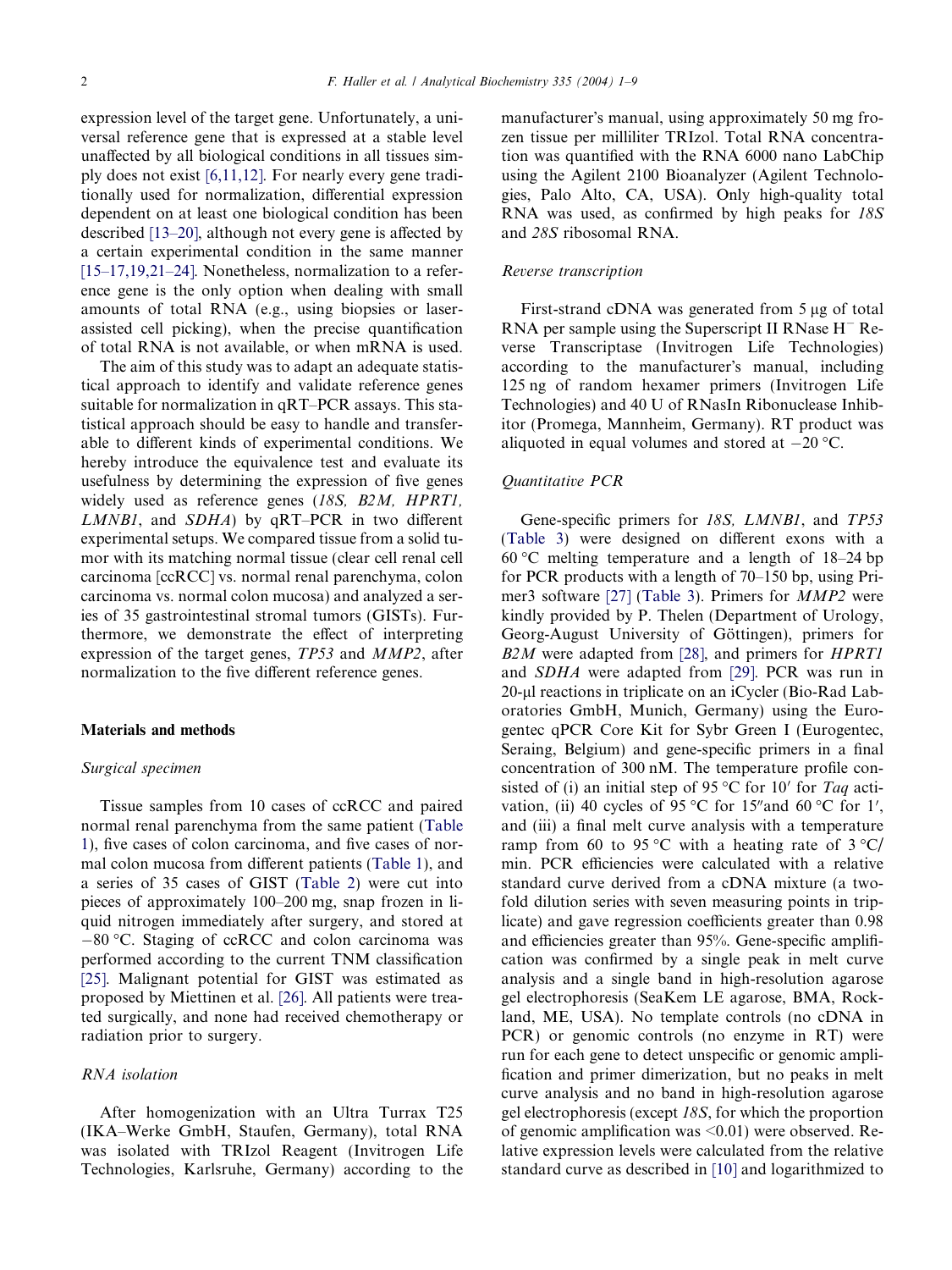expression level of the target gene. Unfortunately, a universal reference gene that is expressed at a stable level unaffected by all biological conditions in all tissues simply does not exist [6,11,12]. For nearly every gene traditionally used for normalization, differential expression dependent on at least one biological condition has been described [13–20], although not every gene is affected by a certain experimental condition in the same manner [15–17,19,21–24]. Nonetheless, normalization to a reference gene is the only option when dealing with small amounts of total RNA (e.g., using biopsies or laser-assisted cell picking), when the precise quantification of total RNA is not available, or when mRNA is used.

The aim of this study was to adapt an adequate statistical approach to identify and validate reference genes suitable for normalization in qRT–PCR assays. This statistical approach should be easy to handle and transferable to different kinds of experimental conditions. We hereby introduce the equivalence test and evaluate its usefulness by determining the expression of five genes widely used as reference genes (*18S, B2M, HPRT1, LMNB1*, and *SDHA*) by qRT–PCR in two different experimental setups. We compared tissue from a solid tumor with its matching normal tissue (clear cell renal cell carcinoma [ccRCC] vs. normal renal parenchyma, colon carcinoma vs. normal colon mucosa) and analyzed a series of 35 gastrointestinal stromal tumors (GISTs). Furthermore, we demonstrate the effect of interpreting expression of the target genes, *TP53* and *MMP2*, after normalization to the five different reference genes.

## Materials and methods

### *Surgical specimen*

Tissue samples from 10 cases of ccRCC and paired normal renal parenchyma from the same patient (Table 1), five cases of colon carcinoma, and five cases of normal colon mucosa from different patients (Table 1), and a series of 35 cases of GIST (Table 2) were cut into pieces of approximately 100–200 mg, snap frozen in liquid nitrogen immediately after surgery, and stored at −80 °C. Staging of ccRCC and colon carcinoma was performed according to the current TNM classification [25]. Malignant potential for GIST was estimated as proposed by Miettinen et al. [26]. All patients were treated surgically, and none had received chemotherapy or radiation prior to surgery.

### *RNA isolation*

After homogenization with an Ultra Turrax T25 (IKA–Werke GmbH, Staufen, Germany), total RNA was isolated with TRIzol Reagent (Invitrogen Life Technologies, Karlsruhe, Germany) according to the manufacturer's manual, using approximately 50 mg frozen tissue per milliliter TRIzol. Total RNA concentration was quantified with the RNA 6000 nano LabChip using the Agilent 2100 Bioanalyzer (Agilent Technologies, Palo Alto, CA, USA). Only high-quality total RNA was used, as confirmed by high peaks for *18S* and *28S* ribosomal RNA.

### *Reverse transcription*

First-strand cDNA was generated from 5 μg of total RNA per sample using the Superscript II RNase H$^-$ Reverse Transcriptase (Invitrogen Life Technologies) according to the manufacturer's manual, including 125 ng of random hexamer primers (Invitrogen Life Technologies) and 40 U of RNasIn Ribonuclease Inhibitor (Promega, Mannheim, Germany). RT product was aliquoted in equal volumes and stored at −20 °C.

### *Quantitative PCR*

Gene-specific primers for *18S, LMNB1*, and *TP53* (Table 3) were designed on different exons with a 60 °C melting temperature and a length of 18–24 bp for PCR products with a length of 70–150 bp, using Primer3 software [27] (Table 3). Primers for *MMP2* were kindly provided by P. Thelen (Department of Urology, Georg-August University of Göttingen), primers for *B2M* were adapted from [28], and primers for *HPRT1* and *SDHA* were adapted from [29]. PCR was run in 20-μl reactions in triplicate on an iCycler (Bio-Rad Laboratories GmbH, Munich, Germany) using the Eurogentec qPCR Core Kit for Sybr Green I (Eurogentec, Seraing, Belgium) and gene-specific primers in a final concentration of 300 nM. The temperature profile consisted of (i) an initial step of 95 °C for 10′ for *Taq* activation, (ii) 40 cycles of 95 °C for 15″and 60 °C for 1′, and (iii) a final melt curve analysis with a temperature ramp from 60 to 95 °C with a heating rate of 3 °C/min. PCR efficiencies were calculated with a relative standard curve derived from a cDNA mixture (a twofold dilution series with seven measuring points in triplicate) and gave regression coefficients greater than 0.98 and efficiencies greater than 95%. Gene-specific amplification was confirmed by a single peak in melt curve analysis and a single band in high-resolution agarose gel electrophoresis (SeaKem LE agarose, BMA, Rockland, ME, USA). No template controls (no cDNA in PCR) or genomic controls (no enzyme in RT) were run for each gene to detect unspecific or genomic amplification and primer dimerization, but no peaks in melt curve analysis and no band in high-resolution agarose gel electrophoresis (except *18S*, for which the proportion of genomic amplification was <0.01) were observed. Relative expression levels were calculated from the relative standard curve as described in [10] and logarithmized to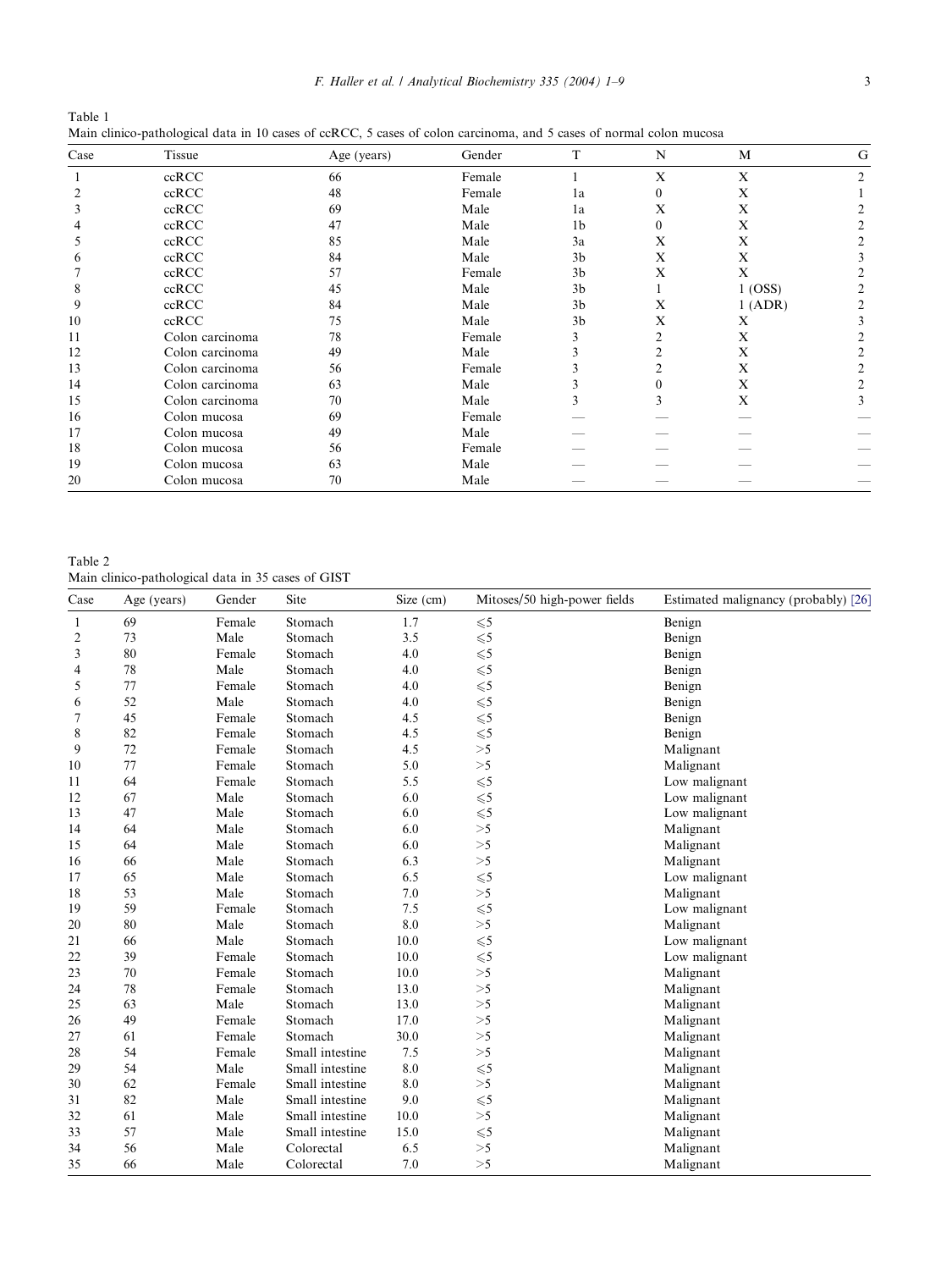Table 1
Main clinico-pathological data in 10 cases of ccRCC, 5 cases of colon carcinoma, and 5 cases of normal colon mucosa

| Case | Tissue | Age (years) | Gender | T | N | M | G |
|---|---|---|---|---|---|---|---|
| 1 | ccRCC | 66 | Female | 1 | X | X | 2 |
| 2 | ccRCC | 48 | Female | 1a | 0 | X | 1 |
| 3 | ccRCC | 69 | Male | 1a | X | X | 2 |
| 4 | ccRCC | 47 | Male | 1b | 0 | X | 2 |
| 5 | ccRCC | 85 | Male | 3a | X | X | 2 |
| 6 | ccRCC | 84 | Male | 3b | X | X | 3 |
| 7 | ccRCC | 57 | Female | 3b | X | X | 2 |
| 8 | ccRCC | 45 | Male | 3b | 1 | 1 (OSS) | 2 |
| 9 | ccRCC | 84 | Male | 3b | X | 1 (ADR) | 2 |
| 10 | ccRCC | 75 | Male | 3b | X | X | 3 |
| 11 | Colon carcinoma | 78 | Female | 3 | 2 | X | 2 |
| 12 | Colon carcinoma | 49 | Male | 3 | 2 | X | 2 |
| 13 | Colon carcinoma | 56 | Female | 3 | 2 | X | 2 |
| 14 | Colon carcinoma | 63 | Male | 3 | 0 | X | 2 |
| 15 | Colon carcinoma | 70 | Male | 3 | 3 | X | 3 |
| 16 | Colon mucosa | 69 | Female | — | — | — | — |
| 17 | Colon mucosa | 49 | Male | — | — | — | — |
| 18 | Colon mucosa | 56 | Female | — | — | — | — |
| 19 | Colon mucosa | 63 | Male | — | — | — | — |
| 20 | Colon mucosa | 70 | Male | — | — | — | — |

Table 2
Main clinico-pathological data in 35 cases of GIST

| Case | Age (years) | Gender | Site | Size (cm) | Mitoses/50 high-power fields | Estimated malignancy (probably) [26] |
|---|---|---|---|---|---|---|
| 1 | 69 | Female | Stomach | 1.7 | $\leqslant 5$ | Benign |
| 2 | 73 | Male | Stomach | 3.5 | $\leqslant 5$ | Benign |
| 3 | 80 | Female | Stomach | 4.0 | $\leqslant 5$ | Benign |
| 4 | 78 | Male | Stomach | 4.0 | $\leqslant 5$ | Benign |
| 5 | 77 | Female | Stomach | 4.0 | $\leqslant 5$ | Benign |
| 6 | 52 | Male | Stomach | 4.0 | $\leqslant 5$ | Benign |
| 7 | 45 | Female | Stomach | 4.5 | $\leqslant 5$ | Benign |
| 8 | 82 | Female | Stomach | 4.5 | $\leqslant 5$ | Benign |
| 9 | 72 | Female | Stomach | 4.5 | $>5$ | Malignant |
| 10 | 77 | Female | Stomach | 5.0 | $>5$ | Malignant |
| 11 | 64 | Female | Stomach | 5.5 | $\leqslant 5$ | Low malignant |
| 12 | 67 | Male | Stomach | 6.0 | $\leqslant 5$ | Low malignant |
| 13 | 47 | Male | Stomach | 6.0 | $\leqslant 5$ | Low malignant |
| 14 | 64 | Male | Stomach | 6.0 | $>5$ | Malignant |
| 15 | 64 | Male | Stomach | 6.0 | $>5$ | Malignant |
| 16 | 66 | Male | Stomach | 6.3 | $>5$ | Malignant |
| 17 | 65 | Male | Stomach | 6.5 | $\leqslant 5$ | Low malignant |
| 18 | 53 | Male | Stomach | 7.0 | $>5$ | Malignant |
| 19 | 59 | Female | Stomach | 7.5 | $\leqslant 5$ | Low malignant |
| 20 | 80 | Male | Stomach | 8.0 | $>5$ | Malignant |
| 21 | 66 | Male | Stomach | 10.0 | $\leqslant 5$ | Low malignant |
| 22 | 39 | Female | Stomach | 10.0 | $\leqslant 5$ | Low malignant |
| 23 | 70 | Female | Stomach | 10.0 | $>5$ | Malignant |
| 24 | 78 | Female | Stomach | 13.0 | $>5$ | Malignant |
| 25 | 63 | Male | Stomach | 13.0 | $>5$ | Malignant |
| 26 | 49 | Female | Stomach | 17.0 | $>5$ | Malignant |
| 27 | 61 | Female | Stomach | 30.0 | $>5$ | Malignant |
| 28 | 54 | Female | Small intestine | 7.5 | $>5$ | Malignant |
| 29 | 54 | Male | Small intestine | 8.0 | $\leqslant 5$ | Malignant |
| 30 | 62 | Female | Small intestine | 8.0 | $>5$ | Malignant |
| 31 | 82 | Male | Small intestine | 9.0 | $\leqslant 5$ | Malignant |
| 32 | 61 | Male | Small intestine | 10.0 | $>5$ | Malignant |
| 33 | 57 | Male | Small intestine | 15.0 | $\leqslant 5$ | Malignant |
| 34 | 56 | Male | Colorectal | 6.5 | $>5$ | Malignant |
| 35 | 66 | Male | Colorectal | 7.0 | $>5$ | Malignant |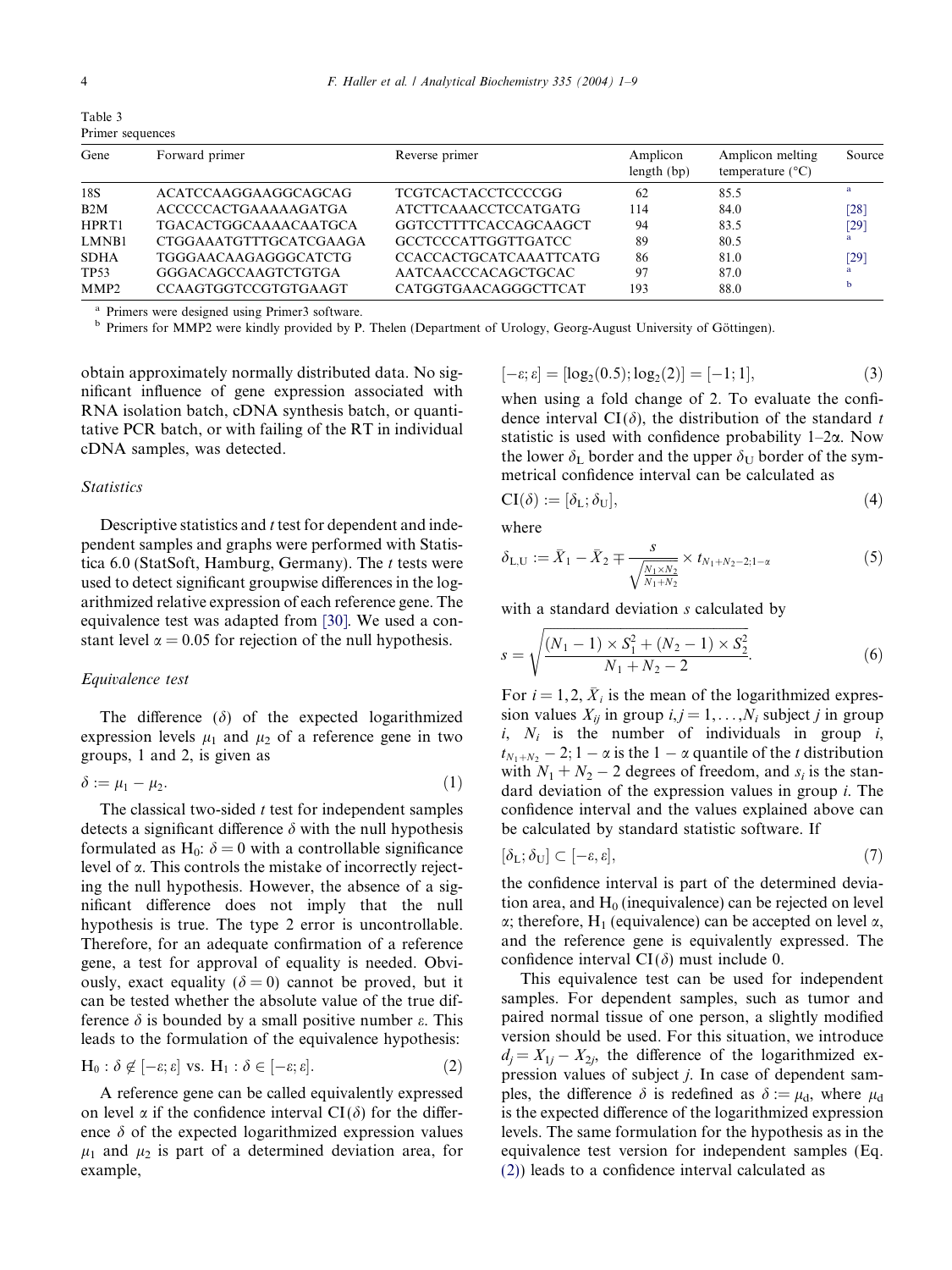Table 3
Primer sequences

| Gene | Forward primer | Reverse primer | Amplicon length (bp) | Amplicon melting temperature (°C) | Source |
|---|---|---|---|---|---|
| 18S | ACATCCAAGGAAGGCAGCAG | TCGTCACTACCTCCCCGG | 62 | 85.5 | [a] |
| B2M | ACCCCCACTGAAAAAGATGA | ATCTTCAAACCTCCATGATG | 114 | 84.0 | [28] |
| HPRT1 | TGACACTGGCAAAACAATGCA | GGTCCTTTTCACCAGCAAGCT | 94 | 83.5 | [29] |
| LMNB1 | CTGGAAATGTTTGCATCGAAGA | GCCTCCCATTGGTTGATCC | 89 | 80.5 | [a] |
| SDHA | TGGGAACAAGAGGGCATCTG | CCACCACTGCATCAAATTCATG | 86 | 81.0 | [29] |
| TP53 | GGGACAGCCAAGTCTGTGA | AATCAACCCACAGCTGCAC | 97 | 87.0 | [a] |
| MMP2 | CCAAGTGGTCCGTGTGAAGT | CATGGTGAACAGGGCTTCAT | 193 | 88.0 | [b] |

[a] Primers were designed using Primer3 software.
[b] Primers for MMP2 were kindly provided by P. Thelen (Department of Urology, Georg-August University of Göttingen).

obtain approximately normally distributed data. No significant influence of gene expression associated with RNA isolation batch, cDNA synthesis batch, or quantitative PCR batch, or with failing of the RT in individual cDNA samples, was detected.

### Statistics

Descriptive statistics and *t* test for dependent and independent samples and graphs were performed with Statistica 6.0 (StatSoft, Hamburg, Germany). The *t* tests were used to detect significant groupwise differences in the logarithmized relative expression of each reference gene. The equivalence test was adapted from [30]. We used a constant level $\alpha = 0.05$ for rejection of the null hypothesis.

### Equivalence test

The difference ($\delta$) of the expected logarithmized expression levels $\mu_1$ and $\mu_2$ of a reference gene in two groups, 1 and 2, is given as

$$\delta := \mu_1 - \mu_2. \tag{1}$$

The classical two-sided *t* test for independent samples detects a significant difference $\delta$ with the null hypothesis formulated as $H_0$: $\delta = 0$ with a controllable significance level of $\alpha$. This controls the mistake of incorrectly rejecting the null hypothesis. However, the absence of a significant difference does not imply that the null hypothesis is true. The type 2 error is uncontrollable. Therefore, for an adequate confirmation of a reference gene, a test for approval of equality is needed. Obviously, exact equality ($\delta = 0$) cannot be proved, but it can be tested whether the absolute value of the true difference $\delta$ is bounded by a small positive number $\varepsilon$. This leads to the formulation of the equivalence hypothesis:

$$H_0 : \delta \notin [-\varepsilon; \varepsilon] \text{ vs. } H_1 : \delta \in [-\varepsilon; \varepsilon]. \tag{2}$$

A reference gene can be called equivalently expressed on level $\alpha$ if the confidence interval $\text{CI}(\delta)$ for the difference $\delta$ of the expected logarithmized expression values $\mu_1$ and $\mu_2$ is part of a determined deviation area, for example,

$$[-\varepsilon; \varepsilon] = [\log_2(0.5); \log_2(2)] = [-1; 1], \tag{3}$$

when using a fold change of 2. To evaluate the confidence interval $\text{CI}(\delta)$, the distribution of the standard *t* statistic is used with confidence probability $1–2\alpha$. Now the lower $\delta_L$ border and the upper $\delta_U$ border of the symmetrical confidence interval can be calculated as

$$\text{CI}(\delta) := [\delta_L; \delta_U], \tag{4}$$

where

$$\delta_{L,U} := \bar{X}_1 - \bar{X}_2 \mp \frac{s}{\sqrt{\frac{N_1 \times N_2}{N_1 + N_2}}} \times t_{N_1+N_2-2;1-\alpha} \tag{5}$$

with a standard deviation $s$ calculated by

$$s = \sqrt{\frac{(N_1 - 1) \times S_1^2 + (N_2 - 1) \times S_2^2}{N_1 + N_2 - 2}}. \tag{6}$$

For $i = 1, 2$, $\bar{X}_i$ is the mean of the logarithmized expression values $X_{ij}$ in group $i, j = 1, \ldots, N_i$ subject $j$ in group $i$, $N_i$ is the number of individuals in group $i$, $t_{N_1+N_2} - 2; 1 - \alpha$ is the $1 - \alpha$ quantile of the *t* distribution with $N_1 + N_2 - 2$ degrees of freedom, and $s_i$ is the standard deviation of the expression values in group $i$. The confidence interval and the values explained above can be calculated by standard statistic software. If

$$[\delta_L; \delta_U] \subset [-\varepsilon, \varepsilon], \tag{7}$$

the confidence interval is part of the determined deviation area, and $H_0$ (inequivalence) can be rejected on level $\alpha$; therefore, $H_1$ (equivalence) can be accepted on level $\alpha$, and the reference gene is equivalently expressed. The confidence interval $\text{CI}(\delta)$ must include 0.

This equivalence test can be used for independent samples. For dependent samples, such as tumor and paired normal tissue of one person, a slightly modified version should be used. For this situation, we introduce $d_j = X_{1j} - X_{2j}$, the difference of the logarithmized expression values of subject $j$. In case of dependent samples, the difference $\delta$ is redefined as $\delta := \mu_d$, where $\mu_d$ is the expected difference of the logarithmized expression levels. The same formulation for the hypothesis as in the equivalence test version for independent samples (Eq. (2)) leads to a confidence interval calculated as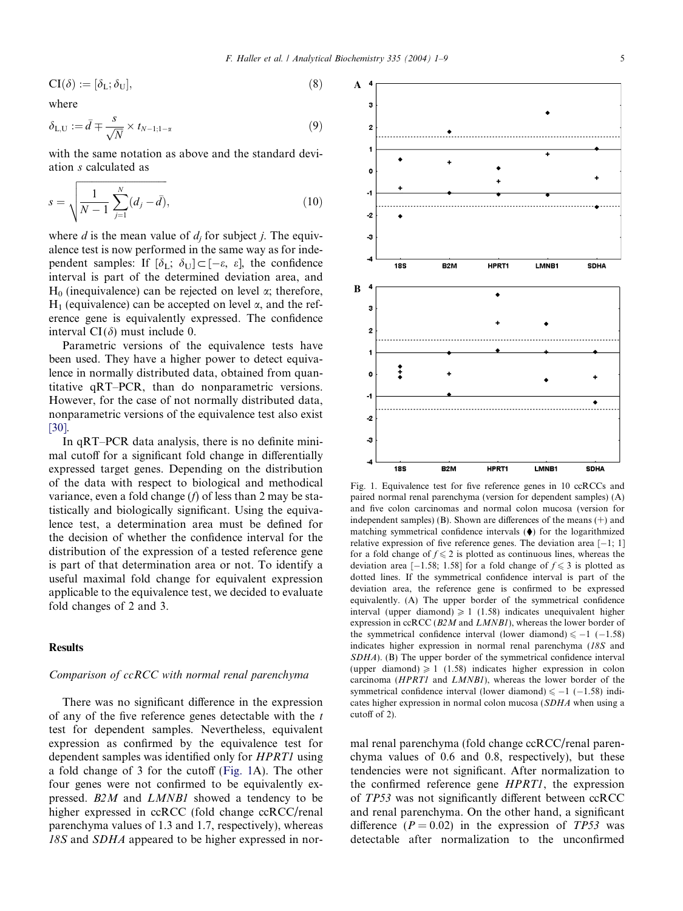$$\mathrm{CI}(\delta) := [\delta_L; \delta_U], \tag{8}$$

where

$$\delta_{L,U} := \bar{d} \mp \frac{s}{\sqrt{N}} \times t_{N-1;1-\alpha} \tag{9}$$

with the same notation as above and the standard deviation $s$ calculated as

$$s = \sqrt{\frac{1}{N-1}\sum_{j=1}^{N}(d_j - \bar{d})}, \tag{10}$$

where $d$ is the mean value of $d_j$ for subject $j$. The equivalence test is now performed in the same way as for independent samples: If $[\delta_L; \delta_U] \subset [-\varepsilon, \varepsilon]$, the confidence interval is part of the determined deviation area, and $H_0$ (inequivalence) can be rejected on level $\alpha$; therefore, $H_1$ (equivalence) can be accepted on level $\alpha$, and the reference gene is equivalently expressed. The confidence interval $\mathrm{CI}(\delta)$ must include 0.

Parametric versions of the equivalence tests have been used. They have a higher power to detect equivalence in normally distributed data, obtained from quantitative qRT–PCR, than do nonparametric versions. However, for the case of not normally distributed data, nonparametric versions of the equivalence test also exist [30].

In qRT–PCR data analysis, there is no definite minimal cutoff for a significant fold change in differentially expressed target genes. Depending on the distribution of the data with respect to biological and methodical variance, even a fold change ($f$) of less than 2 may be statistically and biologically significant. Using the equivalence test, a determination area must be defined for the decision of whether the confidence interval for the distribution of the expression of a tested reference gene is part of that determination area or not. To identify a useful maximal fold change for equivalent expression applicable to the equivalence test, we decided to evaluate fold changes of 2 and 3.

## Results

### *Comparison of ccRCC with normal renal parenchyma*

There was no significant difference in the expression of any of the five reference genes detectable with the $t$ test for dependent samples. Nevertheless, equivalent expression as confirmed by the equivalence test for dependent samples was identified only for *HPRT1* using a fold change of 3 for the cutoff (Fig. 1A). The other four genes were not confirmed to be equivalently expressed. *B2M* and *LMNB1* showed a tendency to be higher expressed in ccRCC (fold change ccRCC/renal parenchyma values of 1.3 and 1.7, respectively), whereas *18S* and *SDHA* appeared to be higher expressed in normal renal parenchyma (fold change ccRCC/renal parenchyma values of 0.6 and 0.8, respectively), but these tendencies were not significant. After normalization to the confirmed reference gene *HPRT1*, the expression of *TP53* was not significantly different between ccRCC and renal parenchyma. On the other hand, a significant difference ($P = 0.02$) in the expression of *TP53* was detectable after normalization to the unconfirmed

Fig. 1. Equivalence test for five reference genes in 10 ccRCCs and paired normal renal parenchyma (version for dependent samples) (A) and five colon carcinomas and normal colon mucosa (version for independent samples) (B). Shown are differences of the means (+) and matching symmetrical confidence intervals (⧫) for the logarithmized relative expression of five reference genes. The deviation area $[-1; 1]$ for a fold change of $f \leqslant 2$ is plotted as continuous lines, whereas the deviation area $[-1.58; 1.58]$ for a fold change of $f \leqslant 3$ is plotted as dotted lines. If the symmetrical confidence interval is part of the deviation area, the reference gene is confirmed to be expressed equivalently. (A) The upper border of the symmetrical confidence interval (upper diamond) $\geqslant 1$ (1.58) indicates unequivalent higher expression in ccRCC (*B2M* and *LMNB1*), whereas the lower border of the symmetrical confidence interval (lower diamond) $\leqslant -1$ ($-1.58$) indicates higher expression in normal renal parenchyma (*18S* and *SDHA*). (B) The upper border of the symmetrical confidence interval (upper diamond) $\geqslant 1$ (1.58) indicates higher expression in colon carcinoma (*HPRT1* and *LMNB1*), whereas the lower border of the symmetrical confidence interval (lower diamond) $\leqslant -1$ ($-1.58$) indicates higher expression in normal colon mucosa (*SDHA* when using a cutoff of 2).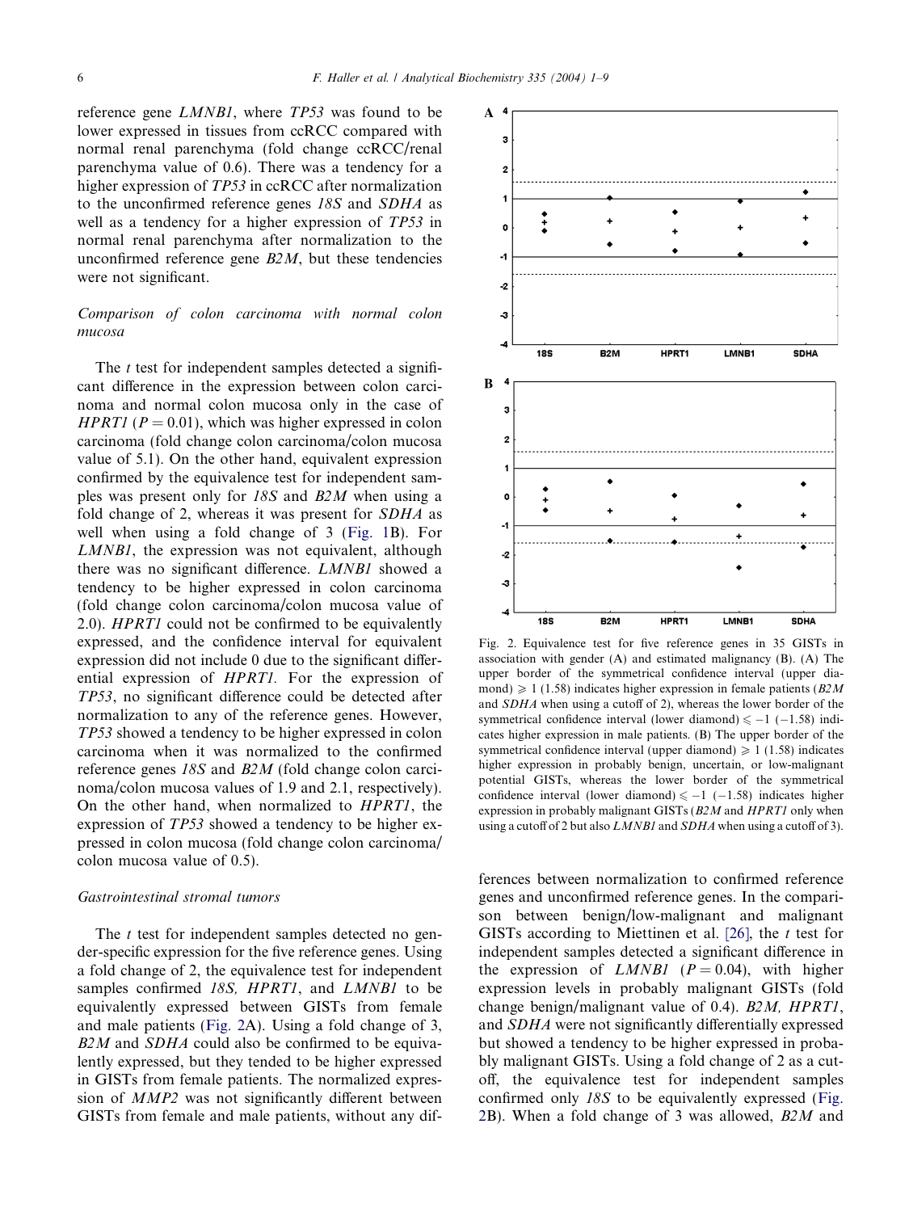reference gene *LMNB1*, where *TP53* was found to be lower expressed in tissues from ccRCC compared with normal renal parenchyma (fold change ccRCC/renal parenchyma value of 0.6). There was a tendency for a higher expression of *TP53* in ccRCC after normalization to the unconfirmed reference genes *18S* and *SDHA* as well as a tendency for a higher expression of *TP53* in normal renal parenchyma after normalization to the unconfirmed reference gene *B2M*, but these tendencies were not significant.

*Comparison of colon carcinoma with normal colon mucosa*

The *t* test for independent samples detected a significant difference in the expression between colon carcinoma and normal colon mucosa only in the case of *HPRT1* ($P = 0.01$), which was higher expressed in colon carcinoma (fold change colon carcinoma/colon mucosa value of 5.1). On the other hand, equivalent expression confirmed by the equivalence test for independent samples was present only for *18S* and *B2M* when using a fold change of 2, whereas it was present for *SDHA* as well when using a fold change of 3 (Fig. 1B). For *LMNB1*, the expression was not equivalent, although there was no significant difference. *LMNB1* showed a tendency to be higher expressed in colon carcinoma (fold change colon carcinoma/colon mucosa value of 2.0). *HPRT1* could not be confirmed to be equivalently expressed, and the confidence interval for equivalent expression did not include 0 due to the significant differential expression of *HPRT1.* For the expression of *TP53*, no significant difference could be detected after normalization to any of the reference genes. However, *TP53* showed a tendency to be higher expressed in colon carcinoma when it was normalized to the confirmed reference genes *18S* and *B2M* (fold change colon carcinoma/colon mucosa values of 1.9 and 2.1, respectively). On the other hand, when normalized to *HPRT1*, the expression of *TP53* showed a tendency to be higher expressed in colon mucosa (fold change colon carcinoma/colon mucosa value of 0.5).

*Gastrointestinal stromal tumors*

The *t* test for independent samples detected no gender-specific expression for the five reference genes. Using a fold change of 2, the equivalence test for independent samples confirmed *18S, HPRT1*, and *LMNB1* to be equivalently expressed between GISTs from female and male patients (Fig. 2A). Using a fold change of 3, *B2M* and *SDHA* could also be confirmed to be equivalently expressed, but they tended to be higher expressed in GISTs from female patients. The normalized expression of *MMP2* was not significantly different between GISTs from female and male patients, without any differences between normalization to confirmed reference genes and unconfirmed reference genes. In the comparison between benign/low-malignant and malignant GISTs according to Miettinen et al. [26], the *t* test for independent samples detected a significant difference in the expression of *LMNB1* ($P = 0.04$), with higher expression levels in probably malignant GISTs (fold change benign/malignant value of 0.4). *B2M, HPRT1*, and *SDHA* were not significantly differentially expressed but showed a tendency to be higher expressed in probably malignant GISTs. Using a fold change of 2 as a cutoff, the equivalence test for independent samples confirmed only *18S* to be equivalently expressed (Fig. 2B). When a fold change of 3 was allowed, *B2M* and

Fig. 2. Equivalence test for five reference genes in 35 GISTs in association with gender (A) and estimated malignancy (B). (A) The upper border of the symmetrical confidence interval (upper diamond) $\geqslant 1$ (1.58) indicates higher expression in female patients (*B2M* and *SDHA* when using a cutoff of 2), whereas the lower border of the symmetrical confidence interval (lower diamond) $\leqslant -1$ ($-1.58$) indicates higher expression in male patients. (B) The upper border of the symmetrical confidence interval (upper diamond) $\geqslant 1$ (1.58) indicates higher expression in probably benign, uncertain, or low-malignant potential GISTs, whereas the lower border of the symmetrical confidence interval (lower diamond) $\leqslant -1$ ($-1.58$) indicates higher expression in probably malignant GISTs (*B2M* and *HPRT1* only when using a cutoff of 2 but also *LMNB1* and *SDHA* when using a cutoff of 3).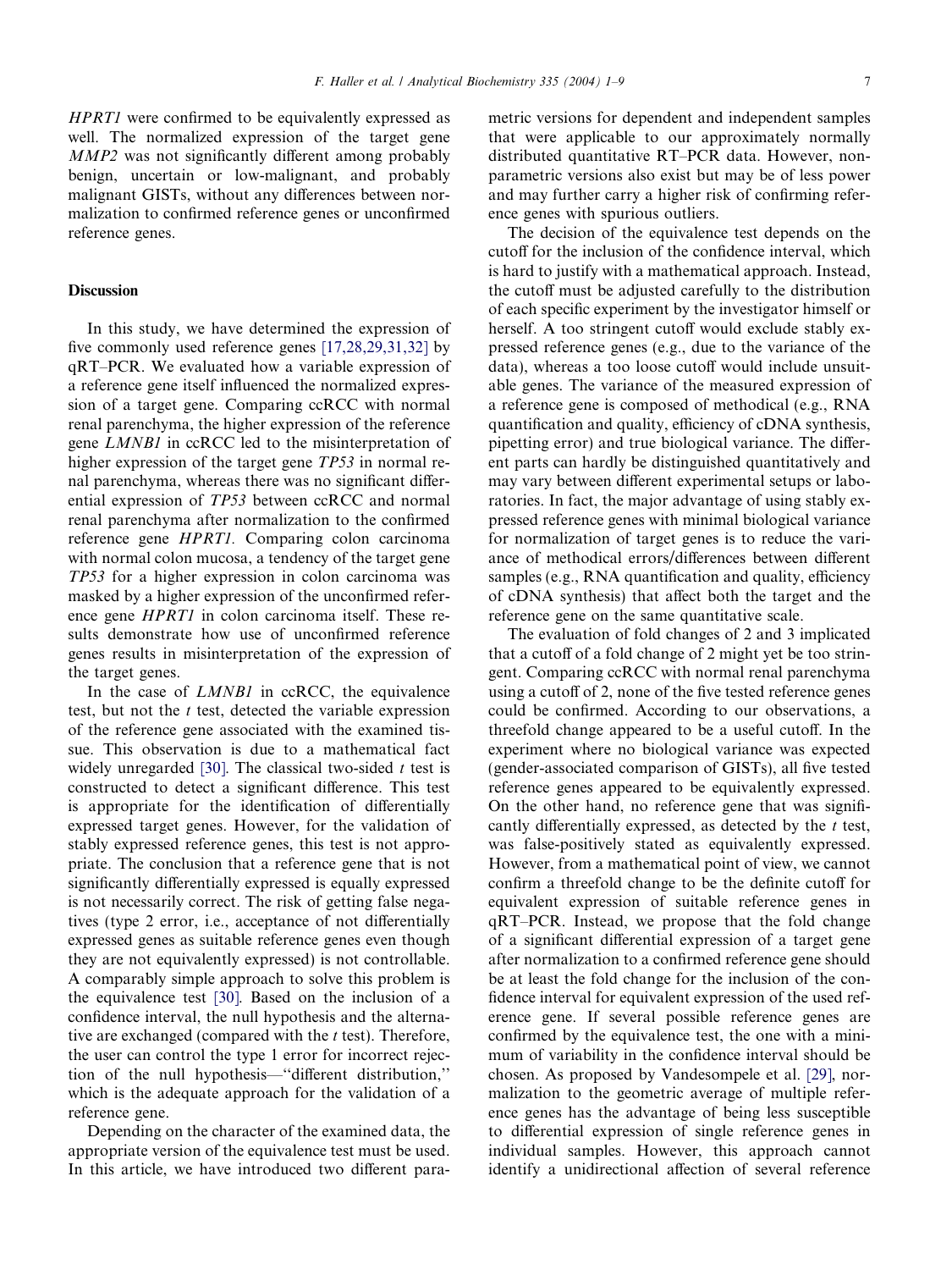*HPRT1* were confirmed to be equivalently expressed as well. The normalized expression of the target gene *MMP2* was not significantly different among probably benign, uncertain or low-malignant, and probably malignant GISTs, without any differences between normalization to confirmed reference genes or unconfirmed reference genes.

## Discussion

In this study, we have determined the expression of five commonly used reference genes [17,28,29,31,32] by qRT–PCR. We evaluated how a variable expression of a reference gene itself influenced the normalized expression of a target gene. Comparing ccRCC with normal renal parenchyma, the higher expression of the reference gene *LMNB1* in ccRCC led to the misinterpretation of higher expression of the target gene *TP53* in normal renal parenchyma, whereas there was no significant differential expression of *TP53* between ccRCC and normal renal parenchyma after normalization to the confirmed reference gene *HPRT1*. Comparing colon carcinoma with normal colon mucosa, a tendency of the target gene *TP53* for a higher expression in colon carcinoma was masked by a higher expression of the unconfirmed reference gene *HPRT1* in colon carcinoma itself. These results demonstrate how use of unconfirmed reference genes results in misinterpretation of the expression of the target genes.

In the case of *LMNB1* in ccRCC, the equivalence test, but not the *t* test, detected the variable expression of the reference gene associated with the examined tissue. This observation is due to a mathematical fact widely unregarded [30]. The classical two-sided *t* test is constructed to detect a significant difference. This test is appropriate for the identification of differentially expressed target genes. However, for the validation of stably expressed reference genes, this test is not appropriate. The conclusion that a reference gene that is not significantly differentially expressed is equally expressed is not necessarily correct. The risk of getting false negatives (type 2 error, i.e., acceptance of not differentially expressed genes as suitable reference genes even though they are not equivalently expressed) is not controllable. A comparably simple approach to solve this problem is the equivalence test [30]. Based on the inclusion of a confidence interval, the null hypothesis and the alternative are exchanged (compared with the *t* test). Therefore, the user can control the type 1 error for incorrect rejection of the null hypothesis—"different distribution," which is the adequate approach for the validation of a reference gene.

Depending on the character of the examined data, the appropriate version of the equivalence test must be used. In this article, we have introduced two different parametric versions for dependent and independent samples that were applicable to our approximately normally distributed quantitative RT–PCR data. However, nonparametric versions also exist but may be of less power and may further carry a higher risk of confirming reference genes with spurious outliers.

The decision of the equivalence test depends on the cutoff for the inclusion of the confidence interval, which is hard to justify with a mathematical approach. Instead, the cutoff must be adjusted carefully to the distribution of each specific experiment by the investigator himself or herself. A too stringent cutoff would exclude stably expressed reference genes (e.g., due to the variance of the data), whereas a too loose cutoff would include unsuitable genes. The variance of the measured expression of a reference gene is composed of methodical (e.g., RNA quantification and quality, efficiency of cDNA synthesis, pipetting error) and true biological variance. The different parts can hardly be distinguished quantitatively and may vary between different experimental setups or laboratories. In fact, the major advantage of using stably expressed reference genes with minimal biological variance for normalization of target genes is to reduce the variance of methodical errors/differences between different samples (e.g., RNA quantification and quality, efficiency of cDNA synthesis) that affect both the target and the reference gene on the same quantitative scale.

The evaluation of fold changes of 2 and 3 implicated that a cutoff of a fold change of 2 might yet be too stringent. Comparing ccRCC with normal renal parenchyma using a cutoff of 2, none of the five tested reference genes could be confirmed. According to our observations, a threefold change appeared to be a useful cutoff. In the experiment where no biological variance was expected (gender-associated comparison of GISTs), all five tested reference genes appeared to be equivalently expressed. On the other hand, no reference gene that was significantly differentially expressed, as detected by the *t* test, was false-positively stated as equivalently expressed. However, from a mathematical point of view, we cannot confirm a threefold change to be the definite cutoff for equivalent expression of suitable reference genes in qRT–PCR. Instead, we propose that the fold change of a significant differential expression of a target gene after normalization to a confirmed reference gene should be at least the fold change for the inclusion of the confidence interval for equivalent expression of the used reference gene. If several possible reference genes are confirmed by the equivalence test, the one with a minimum of variability in the confidence interval should be chosen. As proposed by Vandesompele et al. [29], normalization to the geometric average of multiple reference genes has the advantage of being less susceptible to differential expression of single reference genes in individual samples. However, this approach cannot identify a unidirectional affection of several reference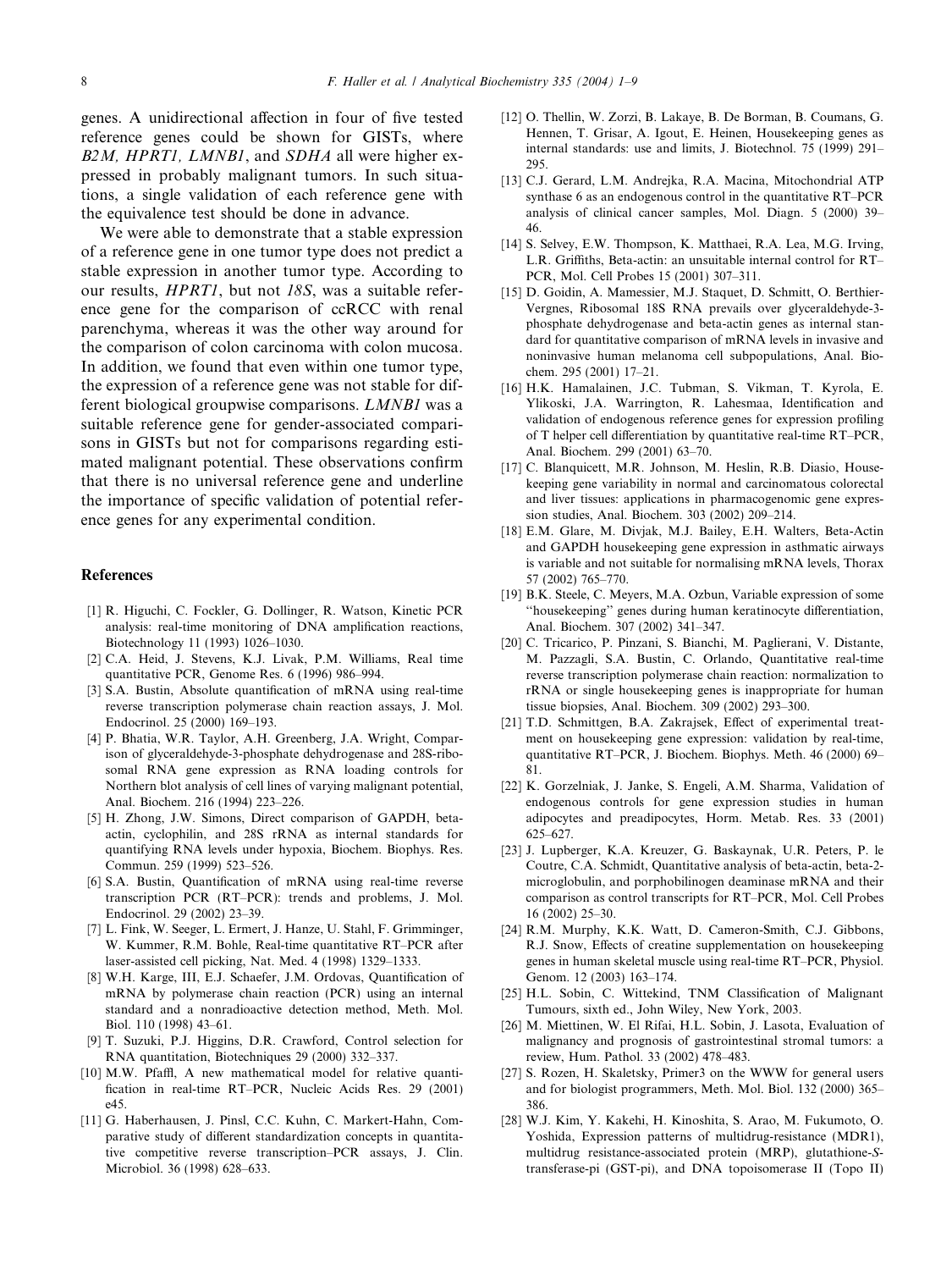genes. A unidirectional affection in four of five tested reference genes could be shown for GISTs, where *B2M, HPRT1, LMNB1*, and *SDHA* all were higher expressed in probably malignant tumors. In such situations, a single validation of each reference gene with the equivalence test should be done in advance.

We were able to demonstrate that a stable expression of a reference gene in one tumor type does not predict a stable expression in another tumor type. According to our results, *HPRT1*, but not *18S*, was a suitable reference gene for the comparison of ccRCC with renal parenchyma, whereas it was the other way around for the comparison of colon carcinoma with colon mucosa. In addition, we found that even within one tumor type, the expression of a reference gene was not stable for different biological groupwise comparisons. *LMNB1* was a suitable reference gene for gender-associated comparisons in GISTs but not for comparisons regarding estimated malignant potential. These observations confirm that there is no universal reference gene and underline the importance of specific validation of potential reference genes for any experimental condition.

## References

[1] R. Higuchi, C. Fockler, G. Dollinger, R. Watson, Kinetic PCR analysis: real-time monitoring of DNA amplification reactions, Biotechnology 11 (1993) 1026–1030.

[2] C.A. Heid, J. Stevens, K.J. Livak, P.M. Williams, Real time quantitative PCR, Genome Res. 6 (1996) 986–994.

[3] S.A. Bustin, Absolute quantification of mRNA using real-time reverse transcription polymerase chain reaction assays, J. Mol. Endocrinol. 25 (2000) 169–193.

[4] P. Bhatia, W.R. Taylor, A.H. Greenberg, J.A. Wright, Comparison of glyceraldehyde-3-phosphate dehydrogenase and 28S-ribosomal RNA gene expression as RNA loading controls for Northern blot analysis of cell lines of varying malignant potential, Anal. Biochem. 216 (1994) 223–226.

[5] H. Zhong, J.W. Simons, Direct comparison of GAPDH, beta-actin, cyclophilin, and 28S rRNA as internal standards for quantifying RNA levels under hypoxia, Biochem. Biophys. Res. Commun. 259 (1999) 523–526.

[6] S.A. Bustin, Quantification of mRNA using real-time reverse transcription PCR (RT–PCR): trends and problems, J. Mol. Endocrinol. 29 (2002) 23–39.

[7] L. Fink, W. Seeger, L. Ermert, J. Hanze, U. Stahl, F. Grimminger, W. Kummer, R.M. Bohle, Real-time quantitative RT–PCR after laser-assisted cell picking, Nat. Med. 4 (1998) 1329–1333.

[8] W.H. Karge, III, E.J. Schaefer, J.M. Ordovas, Quantification of mRNA by polymerase chain reaction (PCR) using an internal standard and a nonradioactive detection method, Meth. Mol. Biol. 110 (1998) 43–61.

[9] T. Suzuki, P.J. Higgins, D.R. Crawford, Control selection for RNA quantitation, Biotechniques 29 (2000) 332–337.

[10] M.W. Pfaffl, A new mathematical model for relative quantification in real-time RT–PCR, Nucleic Acids Res. 29 (2001) e45.

[11] G. Haberhausen, J. Pinsl, C.C. Kuhn, C. Markert-Hahn, Comparative study of different standardization concepts in quantitative competitive reverse transcription–PCR assays, J. Clin. Microbiol. 36 (1998) 628–633.

[12] O. Thellin, W. Zorzi, B. Lakaye, B. De Borman, B. Coumans, G. Hennen, T. Grisar, A. Igout, E. Heinen, Housekeeping genes as internal standards: use and limits, J. Biotechnol. 75 (1999) 291–295.

[13] C.J. Gerard, L.M. Andrejka, R.A. Macina, Mitochondrial ATP synthase 6 as an endogenous control in the quantitative RT–PCR analysis of clinical cancer samples, Mol. Diagn. 5 (2000) 39–46.

[14] S. Selvey, E.W. Thompson, K. Matthaei, R.A. Lea, M.G. Irving, L.R. Griffiths, Beta-actin: an unsuitable internal control for RT–PCR, Mol. Cell Probes 15 (2001) 307–311.

[15] D. Goidin, A. Mamessier, M.J. Staquet, D. Schmitt, O. Berthier-Vergnes, Ribosomal 18S RNA prevails over glyceraldehyde-3-phosphate dehydrogenase and beta-actin genes as internal standard for quantitative comparison of mRNA levels in invasive and noninvasive human melanoma cell subpopulations, Anal. Biochem. 295 (2001) 17–21.

[16] H.K. Hamalainen, J.C. Tubman, S. Vikman, T. Kyrola, E. Ylikoski, J.A. Warrington, R. Lahesmaa, Identification and validation of endogenous reference genes for expression profiling of T helper cell differentiation by quantitative real-time RT–PCR, Anal. Biochem. 299 (2001) 63–70.

[17] C. Blanquicett, M.R. Johnson, M. Heslin, R.B. Diasio, Housekeeping gene variability in normal and carcinomatous colorectal and liver tissues: applications in pharmacogenomic gene expression studies, Anal. Biochem. 303 (2002) 209–214.

[18] E.M. Glare, M. Divjak, M.J. Bailey, E.H. Walters, Beta-Actin and GAPDH housekeeping gene expression in asthmatic airways is variable and not suitable for normalising mRNA levels, Thorax 57 (2002) 765–770.

[19] B.K. Steele, C. Meyers, M.A. Ozbun, Variable expression of some "housekeeping" genes during human keratinocyte differentiation, Anal. Biochem. 307 (2002) 341–347.

[20] C. Tricarico, P. Pinzani, S. Bianchi, M. Paglierani, V. Distante, M. Pazzagli, S.A. Bustin, C. Orlando, Quantitative real-time reverse transcription polymerase chain reaction: normalization to rRNA or single housekeeping genes is inappropriate for human tissue biopsies, Anal. Biochem. 309 (2002) 293–300.

[21] T.D. Schmittgen, B.A. Zakrajsek, Effect of experimental treatment on housekeeping gene expression: validation by real-time, quantitative RT–PCR, J. Biochem. Biophys. Meth. 46 (2000) 69–81.

[22] K. Gorzelniak, J. Janke, S. Engeli, A.M. Sharma, Validation of endogenous controls for gene expression studies in human adipocytes and preadipocytes, Horm. Metab. Res. 33 (2001) 625–627.

[23] J. Lupberger, K.A. Kreuzer, G. Baskaynak, U.R. Peters, P. le Coutre, C.A. Schmidt, Quantitative analysis of beta-actin, beta-2-microglobulin, and porphobilinogen deaminase mRNA and their comparison as control transcripts for RT–PCR, Mol. Cell Probes 16 (2002) 25–30.

[24] R.M. Murphy, K.K. Watt, D. Cameron-Smith, C.J. Gibbons, R.J. Snow, Effects of creatine supplementation on housekeeping genes in human skeletal muscle using real-time RT–PCR, Physiol. Genom. 12 (2003) 163–174.

[25] H.L. Sobin, C. Wittekind, TNM Classification of Malignant Tumours, sixth ed., John Wiley, New York, 2003.

[26] M. Miettinen, W. El Rifai, H.L. Sobin, J. Lasota, Evaluation of malignancy and prognosis of gastrointestinal stromal tumors: a review, Hum. Pathol. 33 (2002) 478–483.

[27] S. Rozen, H. Skaletsky, Primer3 on the WWW for general users and for biologist programmers, Meth. Mol. Biol. 132 (2000) 365–386.

[28] W.J. Kim, Y. Kakehi, H. Kinoshita, S. Arao, M. Fukumoto, O. Yoshida, Expression patterns of multidrug-resistance (MDR1), multidrug resistance-associated protein (MRP), glutathione-S-transferase-pi (GST-pi), and DNA topoisomerase II (Topo II)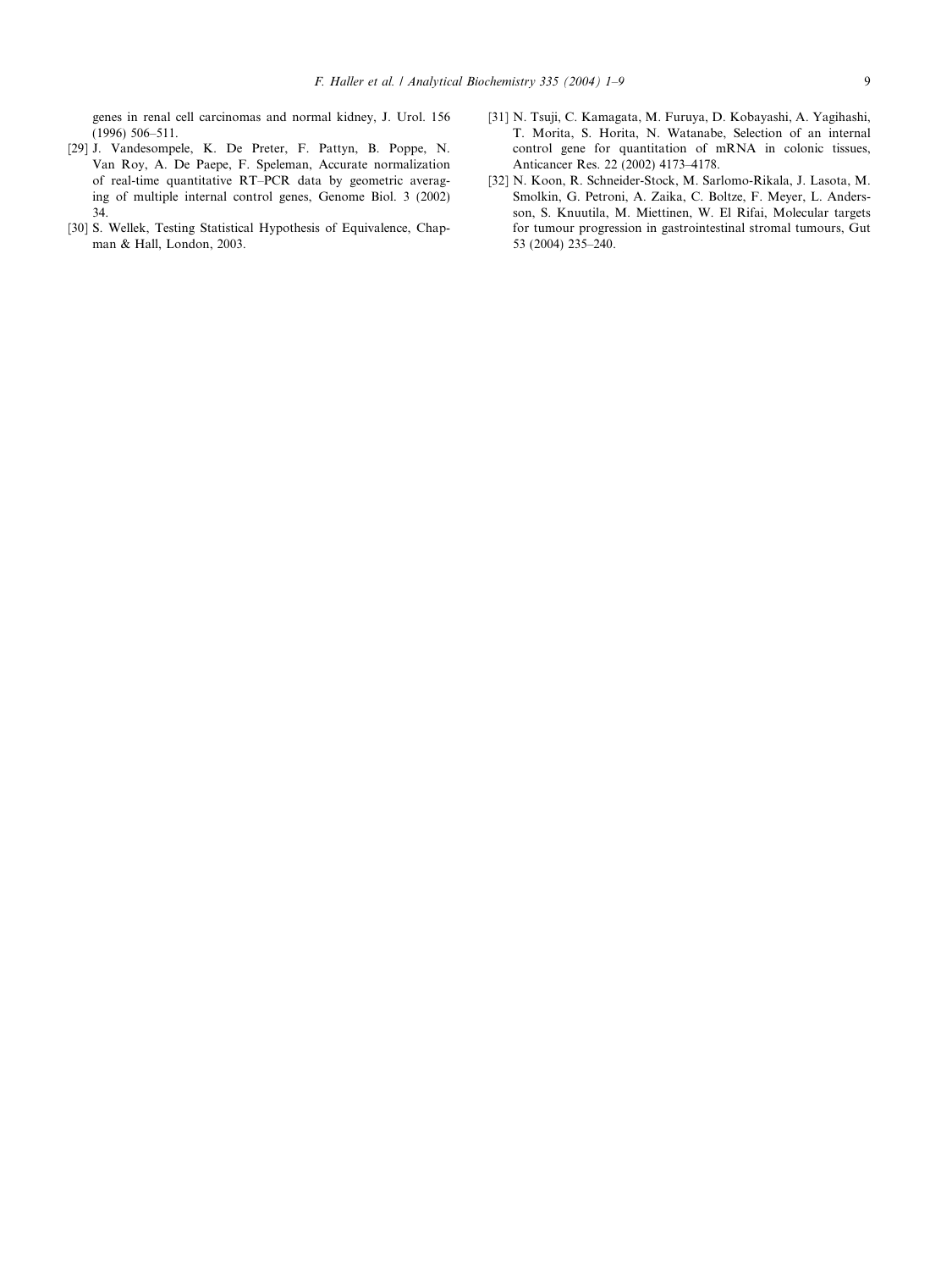genes in renal cell carcinomas and normal kidney, J. Urol. 156 (1996) 506–511.

[29] J. Vandesompele, K. De Preter, F. Pattyn, B. Poppe, N. Van Roy, A. De Paepe, F. Speleman, Accurate normalization of real-time quantitative RT–PCR data by geometric averaging of multiple internal control genes, Genome Biol. 3 (2002) 34.

[30] S. Wellek, Testing Statistical Hypothesis of Equivalence, Chapman & Hall, London, 2003.

[31] N. Tsuji, C. Kamagata, M. Furuya, D. Kobayashi, A. Yagihashi, T. Morita, S. Horita, N. Watanabe, Selection of an internal control gene for quantitation of mRNA in colonic tissues, Anticancer Res. 22 (2002) 4173–4178.

[32] N. Koon, R. Schneider-Stock, M. Sarlomo-Rikala, J. Lasota, M. Smolkin, G. Petroni, A. Zaika, C. Boltze, F. Meyer, L. Andersson, S. Knuutila, M. Miettinen, W. El Rifai, Molecular targets for tumour progression in gastrointestinal stromal tumours, Gut 53 (2004) 235–240.